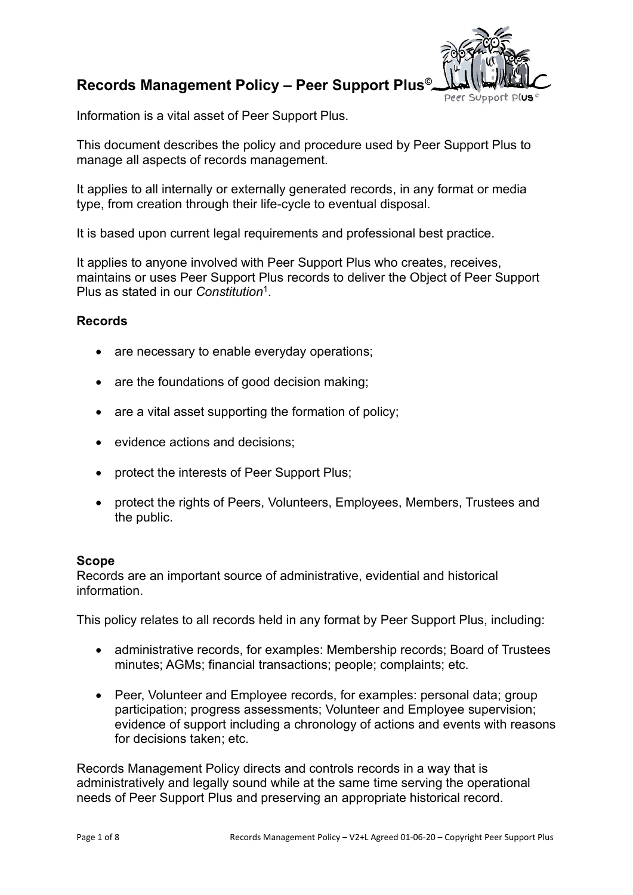# Records Management Policy – Peer Support Plus©

Information is a vital asset of Peer Support Plus.

This document describes the policy and procedure used by Peer Support Plus to manage all aspects of records management.

It applies to all internally or externally generated records, in any format or media type, from creation through their life-cycle to eventual disposal.

It is based upon current legal requirements and professional best practice.

It applies to anyone involved with Peer Support Plus who creates, receives, maintains or uses Peer Support Plus records to deliver the Object of Peer Support Plus as stated in our *Constitution*[1].

**Records**

- are necessary to enable everyday operations;
- are the foundations of good decision making;
- are a vital asset supporting the formation of policy;
- evidence actions and decisions;
- protect the interests of Peer Support Plus;
- protect the rights of Peers, Volunteers, Employees, Members, Trustees and the public.

**Scope**

Records are an important source of administrative, evidential and historical information.

This policy relates to all records held in any format by Peer Support Plus, including:

- administrative records, for examples: Membership records; Board of Trustees minutes; AGMs; financial transactions; people; complaints; etc.
- Peer, Volunteer and Employee records, for examples: personal data; group participation; progress assessments; Volunteer and Employee supervision; evidence of support including a chronology of actions and events with reasons for decisions taken; etc.

Records Management Policy directs and controls records in a way that is administratively and legally sound while at the same time serving the operational needs of Peer Support Plus and preserving an appropriate historical record.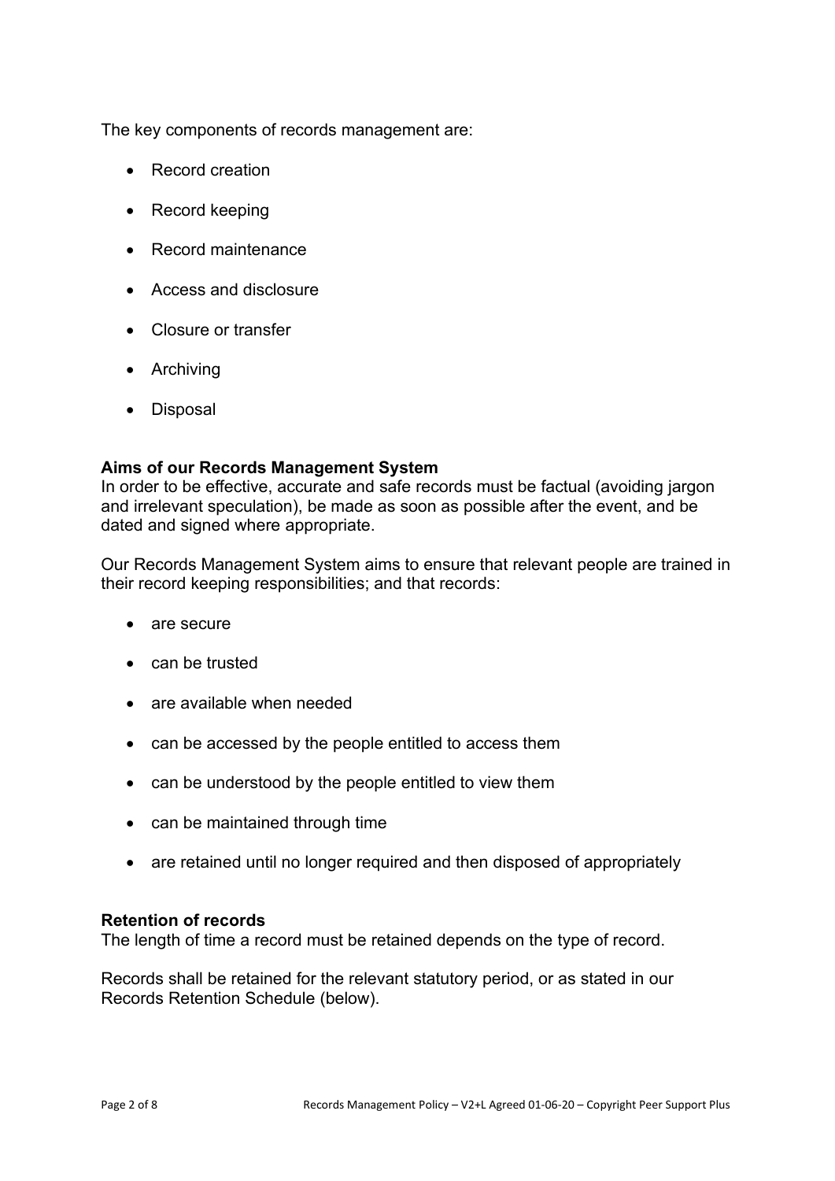The key components of records management are:

- Record creation
- Record keeping
- Record maintenance
- Access and disclosure
- Closure or transfer
- Archiving
- Disposal

**Aims of our Records Management System**

In order to be effective, accurate and safe records must be factual (avoiding jargon and irrelevant speculation), be made as soon as possible after the event, and be dated and signed where appropriate.

Our Records Management System aims to ensure that relevant people are trained in their record keeping responsibilities; and that records:

- are secure
- can be trusted
- are available when needed
- can be accessed by the people entitled to access them
- can be understood by the people entitled to view them
- can be maintained through time
- are retained until no longer required and then disposed of appropriately

**Retention of records**

The length of time a record must be retained depends on the type of record.

Records shall be retained for the relevant statutory period, or as stated in our Records Retention Schedule (below).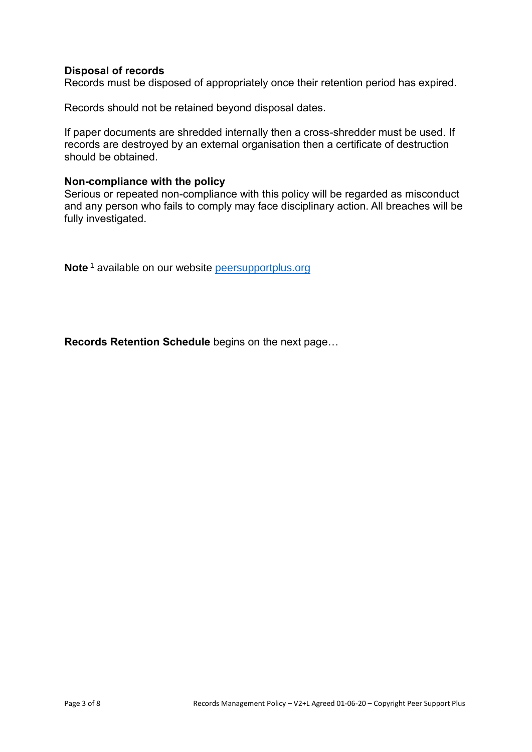**Disposal of records**
Records must be disposed of appropriately once their retention period has expired.

Records should not be retained beyond disposal dates.

If paper documents are shredded internally then a cross-shredder must be used. If records are destroyed by an external organisation then a certificate of destruction should be obtained.

**Non-compliance with the policy**
Serious or repeated non-compliance with this policy will be regarded as misconduct and any person who fails to comply may face disciplinary action. All breaches will be fully investigated.

**Note** [1] available on our website [peersupportplus.org](peersupportplus.org)

**Records Retention Schedule** begins on the next page…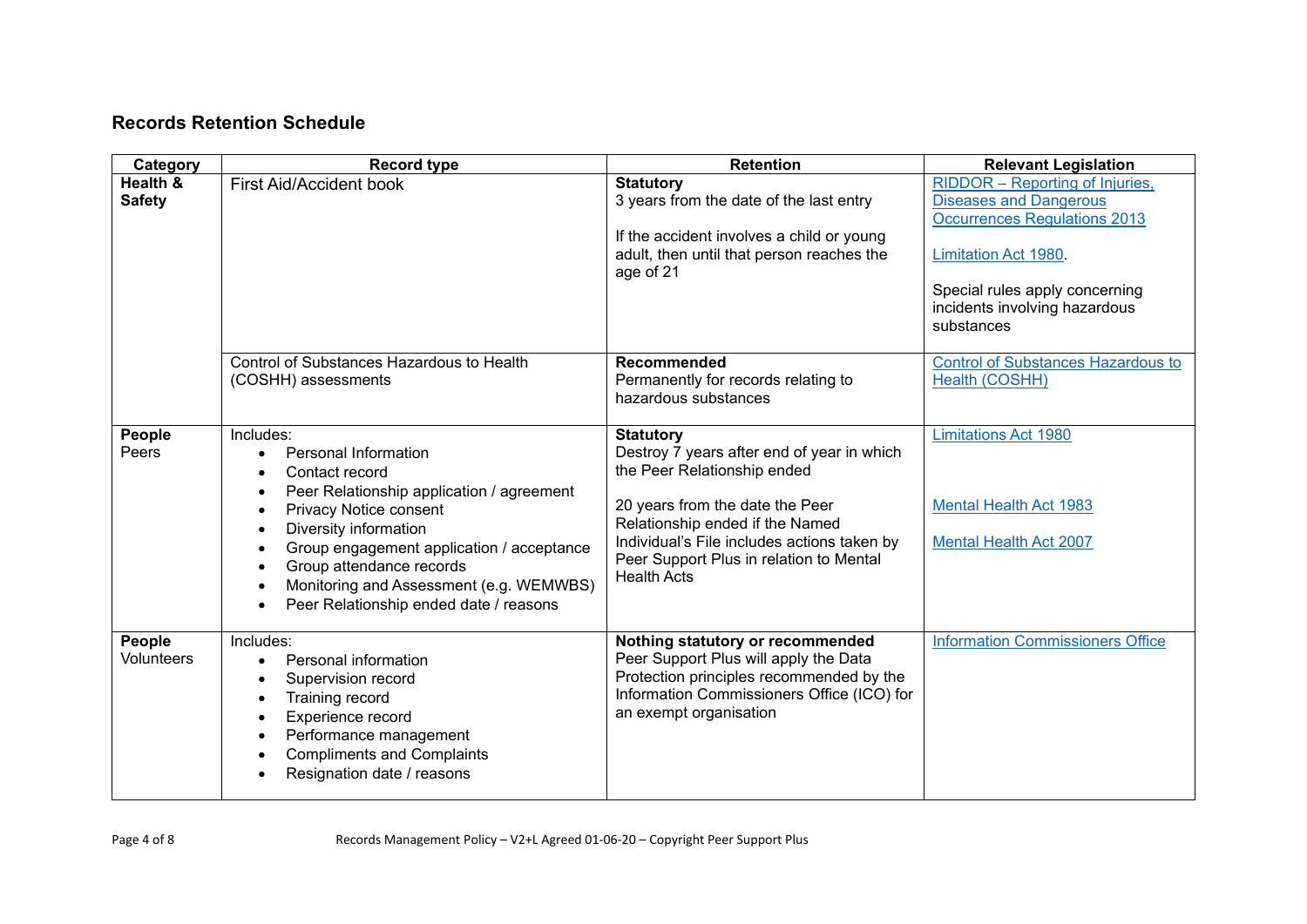## Records Retention Schedule

| Category | Record type | Retention | Relevant Legislation |
|---|---|---|---|
| **Health & Safety** | First Aid/Accident book | **Statutory**<br>3 years from the date of the last entry<br><br>If the accident involves a child or young adult, then until that person reaches the age of 21 | RIDDOR – Reporting of Injuries, Diseases and Dangerous Occurrences Regulations 2013<br><br>Limitation Act 1980.<br><br>Special rules apply concerning incidents involving hazardous substances |
| | Control of Substances Hazardous to Health (COSHH) assessments | **Recommended**<br>Permanently for records relating to hazardous substances | Control of Substances Hazardous to Health (COSHH) |
| **People**<br>Peers | Includes:<br>• Personal Information<br>• Contact record<br>• Peer Relationship application / agreement<br>• Privacy Notice consent<br>• Diversity information<br>• Group engagement application / acceptance<br>• Group attendance records<br>• Monitoring and Assessment (e.g. WEMWBS)<br>• Peer Relationship ended date / reasons | **Statutory**<br>Destroy 7 years after end of year in which the Peer Relationship ended<br><br>20 years from the date the Peer Relationship ended if the Named Individual's File includes actions taken by Peer Support Plus in relation to Mental Health Acts | Limitations Act 1980<br><br>Mental Health Act 1983<br><br>Mental Health Act 2007 |
| **People**<br>Volunteers | Includes:<br>• Personal information<br>• Supervision record<br>• Training record<br>• Experience record<br>• Performance management<br>• Compliments and Complaints<br>• Resignation date / reasons | **Nothing statutory or recommended**<br>Peer Support Plus will apply the Data Protection principles recommended by the Information Commissioners Office (ICO) for an exempt organisation | Information Commissioners Office |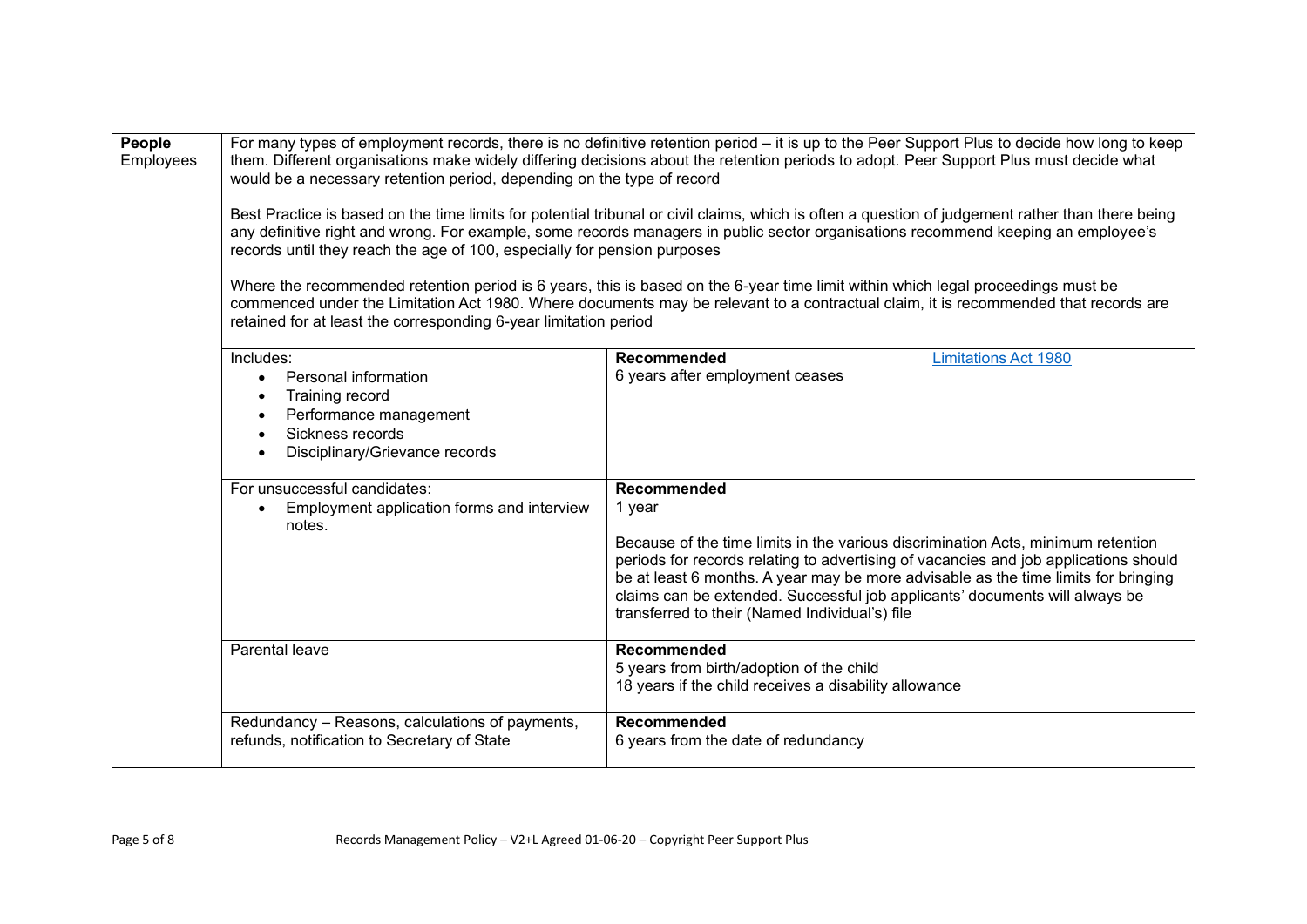| **People** Employees | For many types of employment records, there is no definitive retention period – it is up to the Peer Support Plus to decide how long to keep them. Different organisations make widely differing decisions about the retention periods to adopt. Peer Support Plus must decide what would be a necessary retention period, depending on the type of record<br><br>Best Practice is based on the time limits for potential tribunal or civil claims, which is often a question of judgement rather than there being any definitive right and wrong. For example, some records managers in public sector organisations recommend keeping an employee's records until they reach the age of 100, especially for pension purposes<br><br>Where the recommended retention period is 6 years, this is based on the 6-year time limit within which legal proceedings must be commenced under the Limitation Act 1980. Where documents may be relevant to a contractual claim, it is recommended that records are retained for at least the corresponding 6-year limitation period | | |
|---|---|---|---|
| | Includes:<br>• Personal information<br>• Training record<br>• Performance management<br>• Sickness records<br>• Disciplinary/Grievance records | **Recommended**<br>6 years after employment ceases | Limitations Act 1980 |
| | For unsuccessful candidates:<br>• Employment application forms and interview notes. | **Recommended**<br>1 year<br><br>Because of the time limits in the various discrimination Acts, minimum retention periods for records relating to advertising of vacancies and job applications should be at least 6 months. A year may be more advisable as the time limits for bringing claims can be extended. Successful job applicants' documents will always be transferred to their (Named Individual's) file | |
| | Parental leave | **Recommended**<br>5 years from birth/adoption of the child<br>18 years if the child receives a disability allowance | |
| | Redundancy – Reasons, calculations of payments, refunds, notification to Secretary of State | **Recommended**<br>6 years from the date of redundancy | |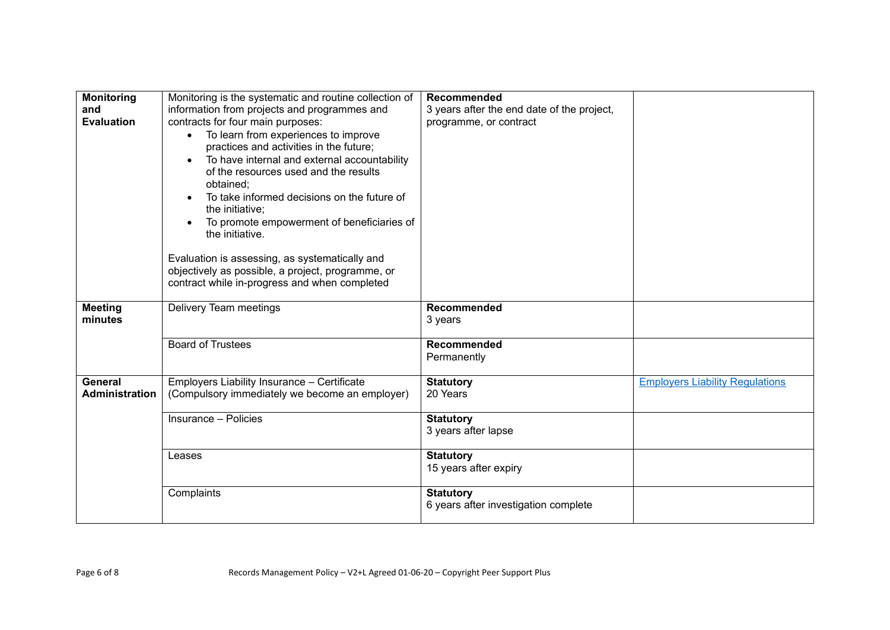| | | | |
|---|---|---|---|
| **Monitoring and Evaluation** | Monitoring is the systematic and routine collection of information from projects and programmes and contracts for four main purposes:<br>• To learn from experiences to improve practices and activities in the future;<br>• To have internal and external accountability of the resources used and the results obtained;<br>• To take informed decisions on the future of the initiative;<br>• To promote empowerment of beneficiaries of the initiative.<br><br>Evaluation is assessing, as systematically and objectively as possible, a project, programme, or contract while in-progress and when completed | **Recommended**<br>3 years after the end date of the project, programme, or contract | |
| **Meeting minutes** | Delivery Team meetings | **Recommended**<br>3 years | |
| | Board of Trustees | **Recommended**<br>Permanently | |
| **General Administration** | Employers Liability Insurance – Certificate (Compulsory immediately we become an employer) | **Statutory**<br>20 Years | Employers Liability Regulations |
| | Insurance – Policies | **Statutory**<br>3 years after lapse | |
| | Leases | **Statutory**<br>15 years after expiry | |
| | Complaints | **Statutory**<br>6 years after investigation complete | |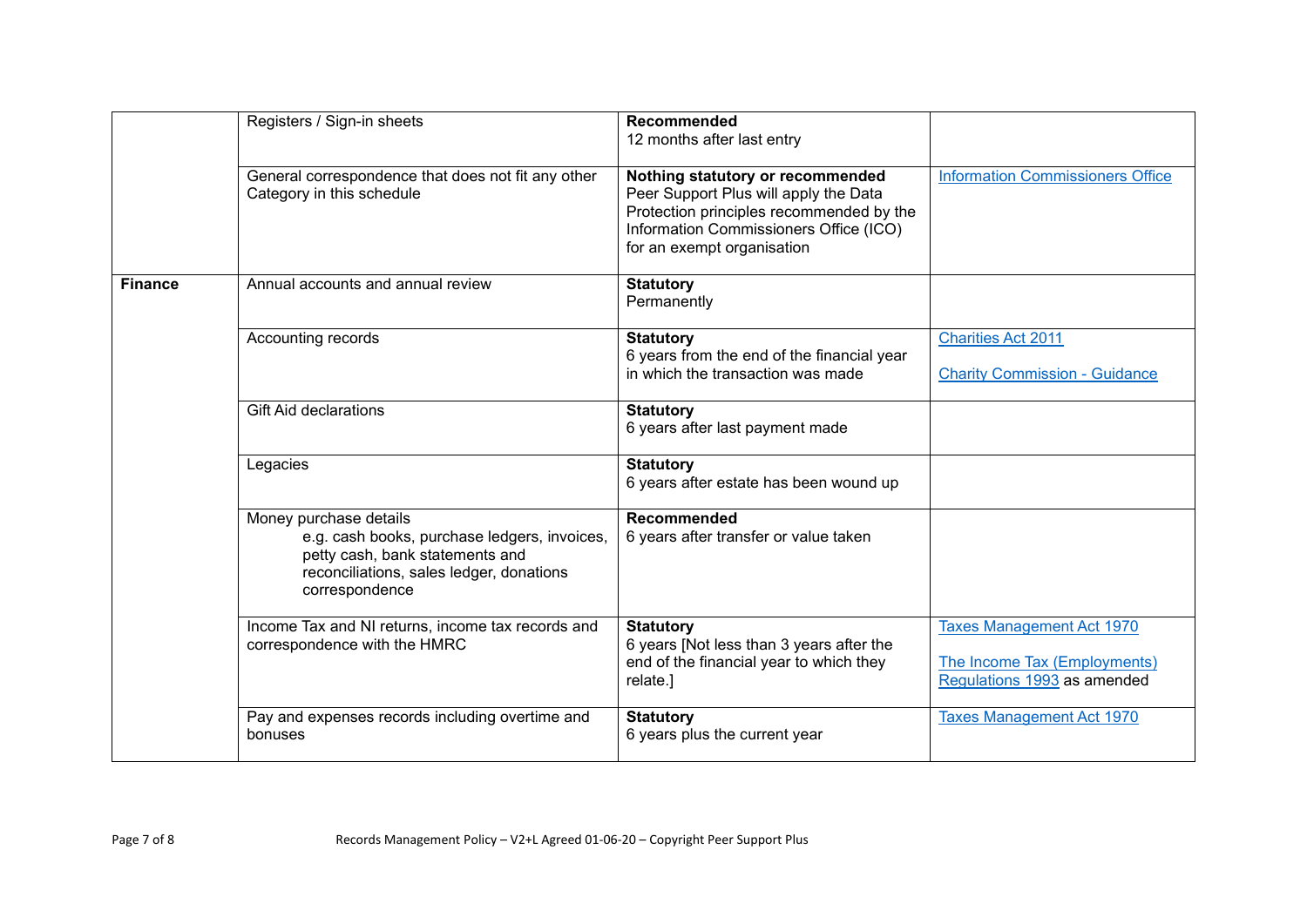| | | | |
|---|---|---|---|
| | Registers / Sign-in sheets | **Recommended**<br>12 months after last entry | |
| | General correspondence that does not fit any other Category in this schedule | **Nothing statutory or recommended**<br>Peer Support Plus will apply the Data Protection principles recommended by the Information Commissioners Office (ICO) for an exempt organisation | Information Commissioners Office |
| **Finance** | Annual accounts and annual review | **Statutory**<br>Permanently | |
| | Accounting records | **Statutory**<br>6 years from the end of the financial year in which the transaction was made | Charities Act 2011<br><br>Charity Commission - Guidance |
| | Gift Aid declarations | **Statutory**<br>6 years after last payment made | |
| | Legacies | **Statutory**<br>6 years after estate has been wound up | |
| | Money purchase details<br>e.g. cash books, purchase ledgers, invoices, petty cash, bank statements and reconciliations, sales ledger, donations correspondence | **Recommended**<br>6 years after transfer or value taken | |
| | Income Tax and NI returns, income tax records and correspondence with the HMRC | **Statutory**<br>6 years [Not less than 3 years after the end of the financial year to which they relate.] | Taxes Management Act 1970<br><br>The Income Tax (Employments) Regulations 1993 as amended |
| | Pay and expenses records including overtime and bonuses | **Statutory**<br>6 years plus the current year | Taxes Management Act 1970 |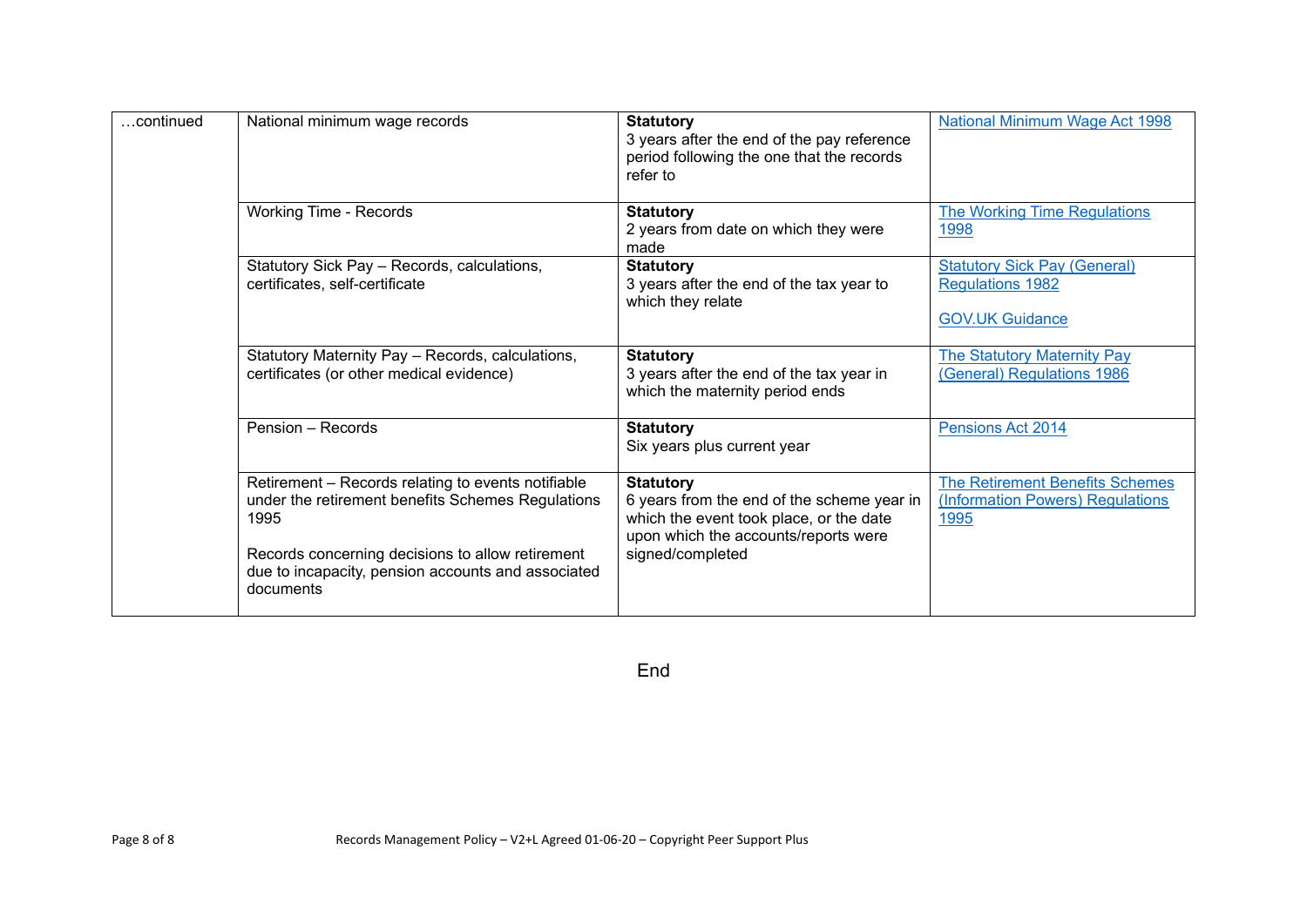| | | | |
|---|---|---|---|
| …continued | National minimum wage records | **Statutory**<br>3 years after the end of the pay reference period following the one that the records refer to | National Minimum Wage Act 1998 |
| | Working Time - Records | **Statutory**<br>2 years from date on which they were made | The Working Time Regulations 1998 |
| | Statutory Sick Pay – Records, calculations, certificates, self-certificate | **Statutory**<br>3 years after the end of the tax year to which they relate | Statutory Sick Pay (General) Regulations 1982<br><br>GOV.UK Guidance |
| | Statutory Maternity Pay – Records, calculations, certificates (or other medical evidence) | **Statutory**<br>3 years after the end of the tax year in which the maternity period ends | The Statutory Maternity Pay (General) Regulations 1986 |
| | Pension – Records | **Statutory**<br>Six years plus current year | Pensions Act 2014 |
| | Retirement – Records relating to events notifiable under the retirement benefits Schemes Regulations 1995<br><br>Records concerning decisions to allow retirement due to incapacity, pension accounts and associated documents | **Statutory**<br>6 years from the end of the scheme year in which the event took place, or the date upon which the accounts/reports were signed/completed | The Retirement Benefits Schemes (Information Powers) Regulations 1995 |

End